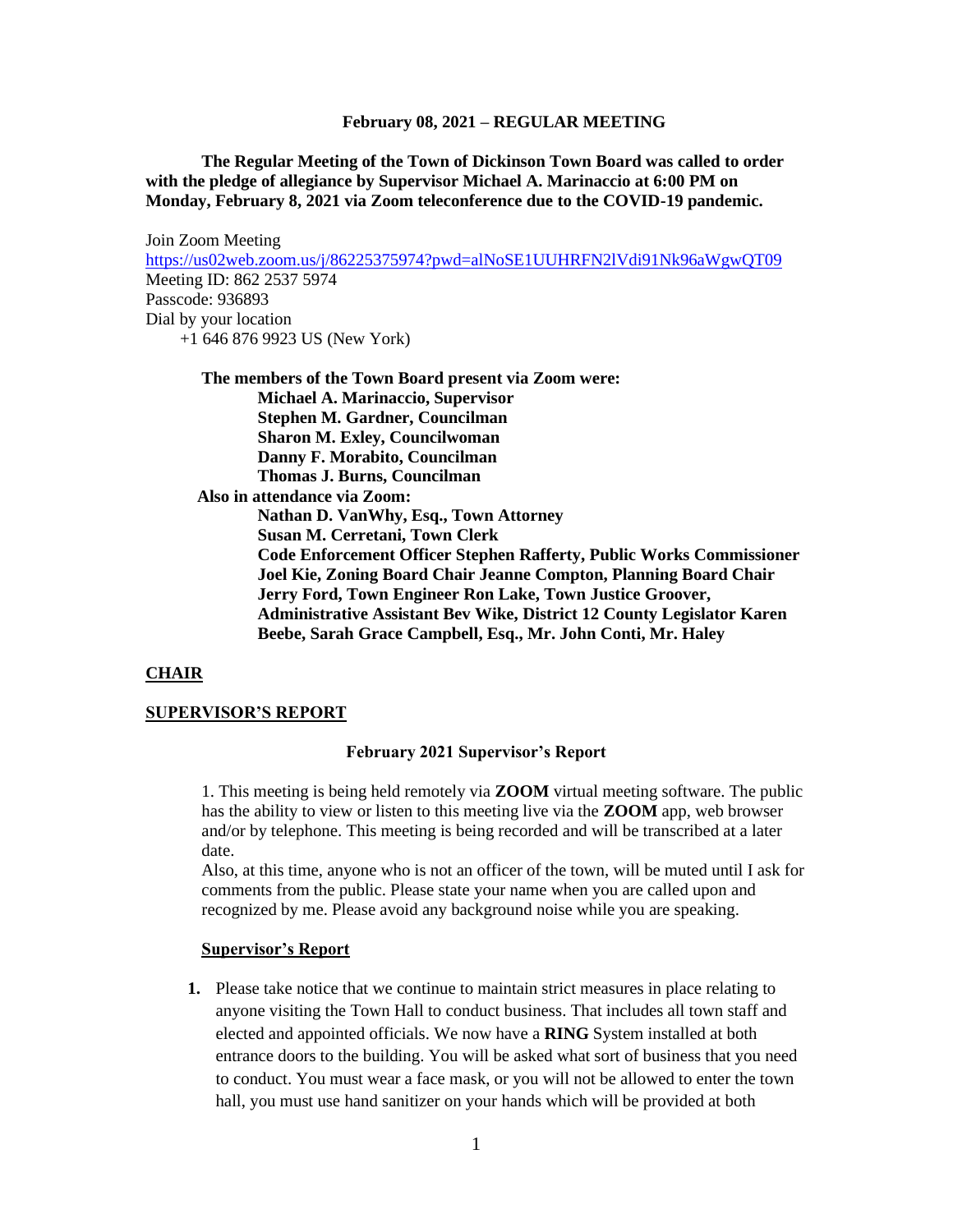**February 08, 2021 – REGULAR MEETING**

**The Regular Meeting of the Town of Dickinson Town Board was called to order with the pledge of allegiance by Supervisor Michael A. Marinaccio at 6:00 PM on Monday, February 8, 2021 via Zoom teleconference due to the COVID-19 pandemic.**

Join Zoom Meeting
https://us02web.zoom.us/j/86225375974?pwd=alNoSE1UUHRFN2lVdi91Nk96aWgwQT09
Meeting ID: 862 2537 5974
Passcode: 936893
Dial by your location
+1 646 876 9923 US (New York)

**The members of the Town Board present via Zoom were:**
**Michael A. Marinaccio, Supervisor**
**Stephen M. Gardner, Councilman**
**Sharon M. Exley, Councilwoman**
**Danny F. Morabito, Councilman**
**Thomas J. Burns, Councilman**

**Also in attendance via Zoom:**
**Nathan D. VanWhy, Esq., Town Attorney**
**Susan M. Cerretani, Town Clerk**
**Code Enforcement Officer Stephen Rafferty, Public Works Commissioner Joel Kie, Zoning Board Chair Jeanne Compton, Planning Board Chair Jerry Ford, Town Engineer Ron Lake, Town Justice Groover, Administrative Assistant Bev Wike, District 12 County Legislator Karen Beebe, Sarah Grace Campbell, Esq., Mr. John Conti, Mr. Haley**

**CHAIR**

**SUPERVISOR'S REPORT**

**February 2021 Supervisor's Report**

1. This meeting is being held remotely via **ZOOM** virtual meeting software. The public has the ability to view or listen to this meeting live via the **ZOOM** app, web browser and/or by telephone. This meeting is being recorded and will be transcribed at a later date.
Also, at this time, anyone who is not an officer of the town, will be muted until I ask for comments from the public. Please state your name when you are called upon and recognized by me. Please avoid any background noise while you are speaking.

**Supervisor's Report**

1. Please take notice that we continue to maintain strict measures in place relating to anyone visiting the Town Hall to conduct business. That includes all town staff and elected and appointed officials. We now have a **RING** System installed at both entrance doors to the building. You will be asked what sort of business that you need to conduct. You must wear a face mask, or you will not be allowed to enter the town hall, you must use hand sanitizer on your hands which will be provided at both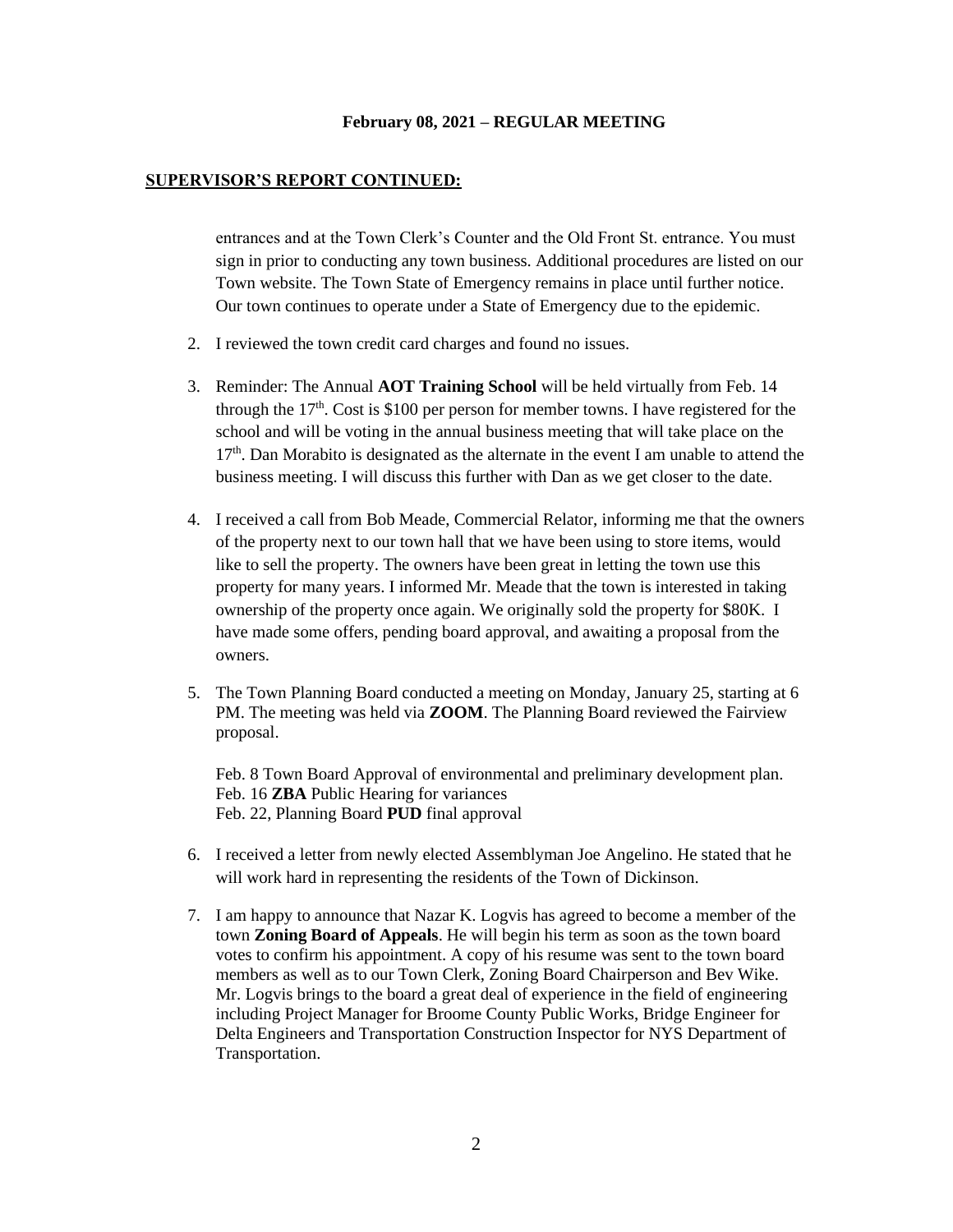**February 08, 2021 – REGULAR MEETING**

**SUPERVISOR'S REPORT CONTINUED:**

entrances and at the Town Clerk's Counter and the Old Front St. entrance. You must sign in prior to conducting any town business. Additional procedures are listed on our Town website. The Town State of Emergency remains in place until further notice. Our town continues to operate under a State of Emergency due to the epidemic.

2. I reviewed the town credit card charges and found no issues.

3. Reminder: The Annual **AOT Training School** will be held virtually from Feb. 14 through the 17th. Cost is $100 per person for member towns. I have registered for the school and will be voting in the annual business meeting that will take place on the 17th. Dan Morabito is designated as the alternate in the event I am unable to attend the business meeting. I will discuss this further with Dan as we get closer to the date.

4. I received a call from Bob Meade, Commercial Relator, informing me that the owners of the property next to our town hall that we have been using to store items, would like to sell the property. The owners have been great in letting the town use this property for many years. I informed Mr. Meade that the town is interested in taking ownership of the property once again. We originally sold the property for $80K. I have made some offers, pending board approval, and awaiting a proposal from the owners.

5. The Town Planning Board conducted a meeting on Monday, January 25, starting at 6 PM. The meeting was held via **ZOOM**. The Planning Board reviewed the Fairview proposal.

   Feb. 8 Town Board Approval of environmental and preliminary development plan.
   Feb. 16 **ZBA** Public Hearing for variances
   Feb. 22, Planning Board **PUD** final approval

6. I received a letter from newly elected Assemblyman Joe Angelino. He stated that he will work hard in representing the residents of the Town of Dickinson.

7. I am happy to announce that Nazar K. Logvis has agreed to become a member of the town **Zoning Board of Appeals**. He will begin his term as soon as the town board votes to confirm his appointment. A copy of his resume was sent to the town board members as well as to our Town Clerk, Zoning Board Chairperson and Bev Wike. Mr. Logvis brings to the board a great deal of experience in the field of engineering including Project Manager for Broome County Public Works, Bridge Engineer for Delta Engineers and Transportation Construction Inspector for NYS Department of Transportation.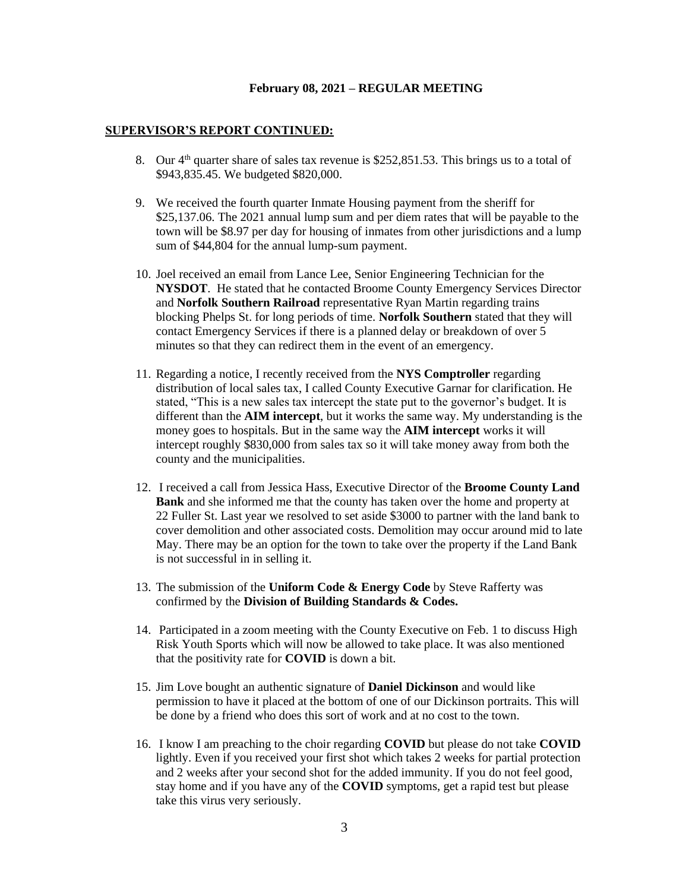**February 08, 2021 – REGULAR MEETING**

**SUPERVISOR'S REPORT CONTINUED:**

8. Our 4th quarter share of sales tax revenue is $252,851.53. This brings us to a total of $943,835.45. We budgeted $820,000.

9. We received the fourth quarter Inmate Housing payment from the sheriff for $25,137.06. The 2021 annual lump sum and per diem rates that will be payable to the town will be $8.97 per day for housing of inmates from other jurisdictions and a lump sum of $44,804 for the annual lump-sum payment.

10. Joel received an email from Lance Lee, Senior Engineering Technician for the **NYSDOT**. He stated that he contacted Broome County Emergency Services Director and **Norfolk Southern Railroad** representative Ryan Martin regarding trains blocking Phelps St. for long periods of time. **Norfolk Southern** stated that they will contact Emergency Services if there is a planned delay or breakdown of over 5 minutes so that they can redirect them in the event of an emergency.

11. Regarding a notice, I recently received from the **NYS Comptroller** regarding distribution of local sales tax, I called County Executive Garnar for clarification. He stated, "This is a new sales tax intercept the state put to the governor's budget. It is different than the **AIM intercept**, but it works the same way. My understanding is the money goes to hospitals. But in the same way the **AIM intercept** works it will intercept roughly $830,000 from sales tax so it will take money away from both the county and the municipalities.

12. I received a call from Jessica Hass, Executive Director of the **Broome County Land Bank** and she informed me that the county has taken over the home and property at 22 Fuller St. Last year we resolved to set aside $3000 to partner with the land bank to cover demolition and other associated costs. Demolition may occur around mid to late May. There may be an option for the town to take over the property if the Land Bank is not successful in in selling it.

13. The submission of the **Uniform Code & Energy Code** by Steve Rafferty was confirmed by the **Division of Building Standards & Codes.**

14. Participated in a zoom meeting with the County Executive on Feb. 1 to discuss High Risk Youth Sports which will now be allowed to take place. It was also mentioned that the positivity rate for **COVID** is down a bit.

15. Jim Love bought an authentic signature of **Daniel Dickinson** and would like permission to have it placed at the bottom of one of our Dickinson portraits. This will be done by a friend who does this sort of work and at no cost to the town.

16. I know I am preaching to the choir regarding **COVID** but please do not take **COVID** lightly. Even if you received your first shot which takes 2 weeks for partial protection and 2 weeks after your second shot for the added immunity. If you do not feel good, stay home and if you have any of the **COVID** symptoms, get a rapid test but please take this virus very seriously.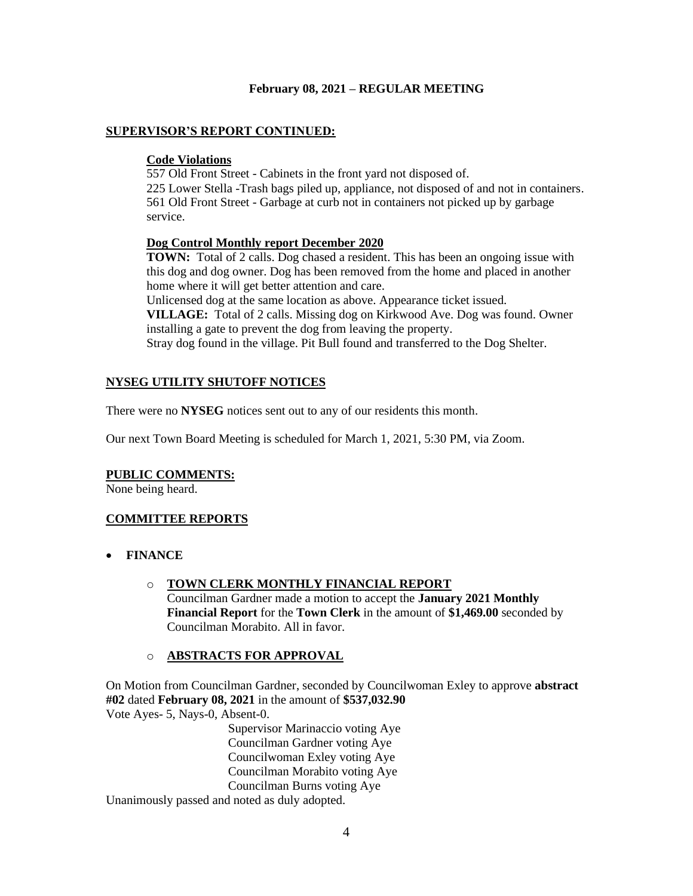**February 08, 2021 – REGULAR MEETING**

**SUPERVISOR'S REPORT CONTINUED:**

**Code Violations**

557 Old Front Street - Cabinets in the front yard not disposed of.
225 Lower Stella -Trash bags piled up, appliance, not disposed of and not in containers.
561 Old Front Street - Garbage at curb not in containers not picked up by garbage service.

**Dog Control Monthly report December 2020**

**TOWN:** Total of 2 calls. Dog chased a resident. This has been an ongoing issue with this dog and dog owner. Dog has been removed from the home and placed in another home where it will get better attention and care.
Unlicensed dog at the same location as above. Appearance ticket issued.
**VILLAGE:** Total of 2 calls. Missing dog on Kirkwood Ave. Dog was found. Owner installing a gate to prevent the dog from leaving the property.
Stray dog found in the village. Pit Bull found and transferred to the Dog Shelter.

**NYSEG UTILITY SHUTOFF NOTICES**

There were no **NYSEG** notices sent out to any of our residents this month.

Our next Town Board Meeting is scheduled for March 1, 2021, 5:30 PM, via Zoom.

**PUBLIC COMMENTS:**
None being heard.

**COMMITTEE REPORTS**

- **FINANCE**
  - **TOWN CLERK MONTHLY FINANCIAL REPORT**
    Councilman Gardner made a motion to accept the **January 2021 Monthly Financial Report** for the **Town Clerk** in the amount of **$1,469.00** seconded by Councilman Morabito. All in favor.
  - **ABSTRACTS FOR APPROVAL**

On Motion from Councilman Gardner, seconded by Councilwoman Exley to approve **abstract #02** dated **February 08, 2021** in the amount of **$537,032.90**
Vote Ayes- 5, Nays-0, Absent-0.

Supervisor Marinaccio voting Aye
Councilman Gardner voting Aye
Councilwoman Exley voting Aye
Councilman Morabito voting Aye
Councilman Burns voting Aye

Unanimously passed and noted as duly adopted.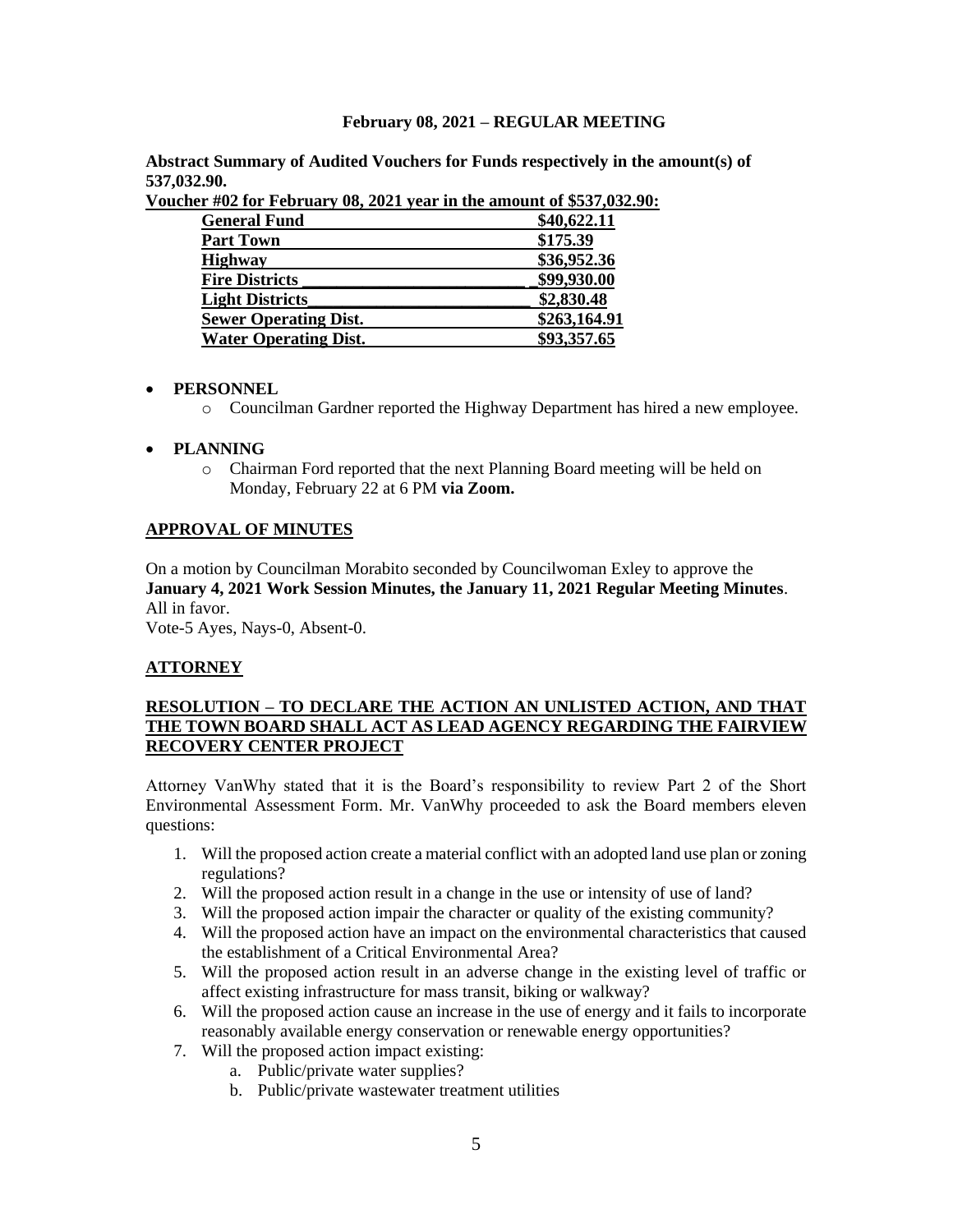**February 08, 2021 – REGULAR MEETING**

**Abstract Summary of Audited Vouchers for Funds respectively in the amount(s) of 537,032.90.**

**Voucher #02 for February 08, 2021 year in the amount of $537,032.90:**

| | |
|---|---|
| **General Fund** | **$40,622.11** |
| **Part Town** | **$175.39** |
| **Highway** | **$36,952.36** |
| **Fire Districts** | **$99,930.00** |
| **Light Districts** | **$2,830.48** |
| **Sewer Operating Dist.** | **$263,164.91** |
| **Water Operating Dist.** | **$93,357.65** |

- **PERSONNEL**
    - Councilman Gardner reported the Highway Department has hired a new employee.

- **PLANNING**
    - Chairman Ford reported that the next Planning Board meeting will be held on Monday, February 22 at 6 PM **via Zoom.**

## APPROVAL OF MINUTES

On a motion by Councilman Morabito seconded by Councilwoman Exley to approve the **January 4, 2021 Work Session Minutes, the January 11, 2021 Regular Meeting Minutes**. All in favor.
Vote-5 Ayes, Nays-0, Absent-0.

## ATTORNEY

### RESOLUTION – TO DECLARE THE ACTION AN UNLISTED ACTION, AND THAT THE TOWN BOARD SHALL ACT AS LEAD AGENCY REGARDING THE FAIRVIEW RECOVERY CENTER PROJECT

Attorney VanWhy stated that it is the Board's responsibility to review Part 2 of the Short Environmental Assessment Form. Mr. VanWhy proceeded to ask the Board members eleven questions:

1. Will the proposed action create a material conflict with an adopted land use plan or zoning regulations?
2. Will the proposed action result in a change in the use or intensity of use of land?
3. Will the proposed action impair the character or quality of the existing community?
4. Will the proposed action have an impact on the environmental characteristics that caused the establishment of a Critical Environmental Area?
5. Will the proposed action result in an adverse change in the existing level of traffic or affect existing infrastructure for mass transit, biking or walkway?
6. Will the proposed action cause an increase in the use of energy and it fails to incorporate reasonably available energy conservation or renewable energy opportunities?
7. Will the proposed action impact existing:
    a. Public/private water supplies?
    b. Public/private wastewater treatment utilities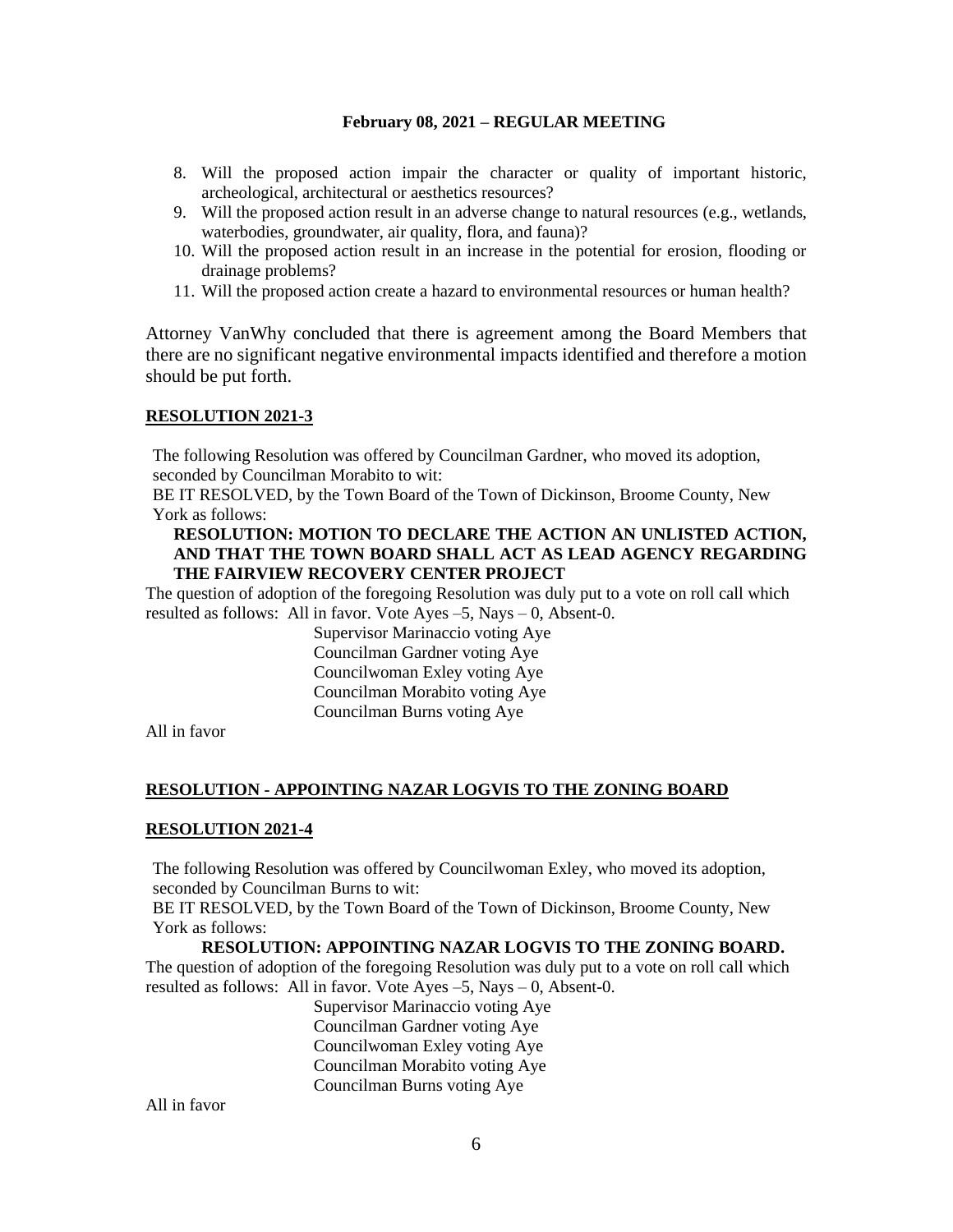8. Will the proposed action impair the character or quality of important historic, archeological, architectural or aesthetics resources?
9. Will the proposed action result in an adverse change to natural resources (e.g., wetlands, waterbodies, groundwater, air quality, flora, and fauna)?
10. Will the proposed action result in an increase in the potential for erosion, flooding or drainage problems?
11. Will the proposed action create a hazard to environmental resources or human health?

Attorney VanWhy concluded that there is agreement among the Board Members that there are no significant negative environmental impacts identified and therefore a motion should be put forth.

**RESOLUTION 2021-3**

The following Resolution was offered by Councilman Gardner, who moved its adoption, seconded by Councilman Morabito to wit:

BE IT RESOLVED, by the Town Board of the Town of Dickinson, Broome County, New York as follows:

**RESOLUTION: MOTION TO DECLARE THE ACTION AN UNLISTED ACTION, AND THAT THE TOWN BOARD SHALL ACT AS LEAD AGENCY REGARDING THE FAIRVIEW RECOVERY CENTER PROJECT**

The question of adoption of the foregoing Resolution was duly put to a vote on roll call which resulted as follows: All in favor. Vote Ayes –5, Nays – 0, Absent-0.

Supervisor Marinaccio voting Aye
Councilman Gardner voting Aye
Councilwoman Exley voting Aye
Councilman Morabito voting Aye
Councilman Burns voting Aye

All in favor

**RESOLUTION - APPOINTING NAZAR LOGVIS TO THE ZONING BOARD**

**RESOLUTION 2021-4**

The following Resolution was offered by Councilwoman Exley, who moved its adoption, seconded by Councilman Burns to wit:

BE IT RESOLVED, by the Town Board of the Town of Dickinson, Broome County, New York as follows:

**RESOLUTION: APPOINTING NAZAR LOGVIS TO THE ZONING BOARD.**

The question of adoption of the foregoing Resolution was duly put to a vote on roll call which resulted as follows: All in favor. Vote Ayes –5, Nays – 0, Absent-0.

Supervisor Marinaccio voting Aye
Councilman Gardner voting Aye
Councilwoman Exley voting Aye
Councilman Morabito voting Aye
Councilman Burns voting Aye

All in favor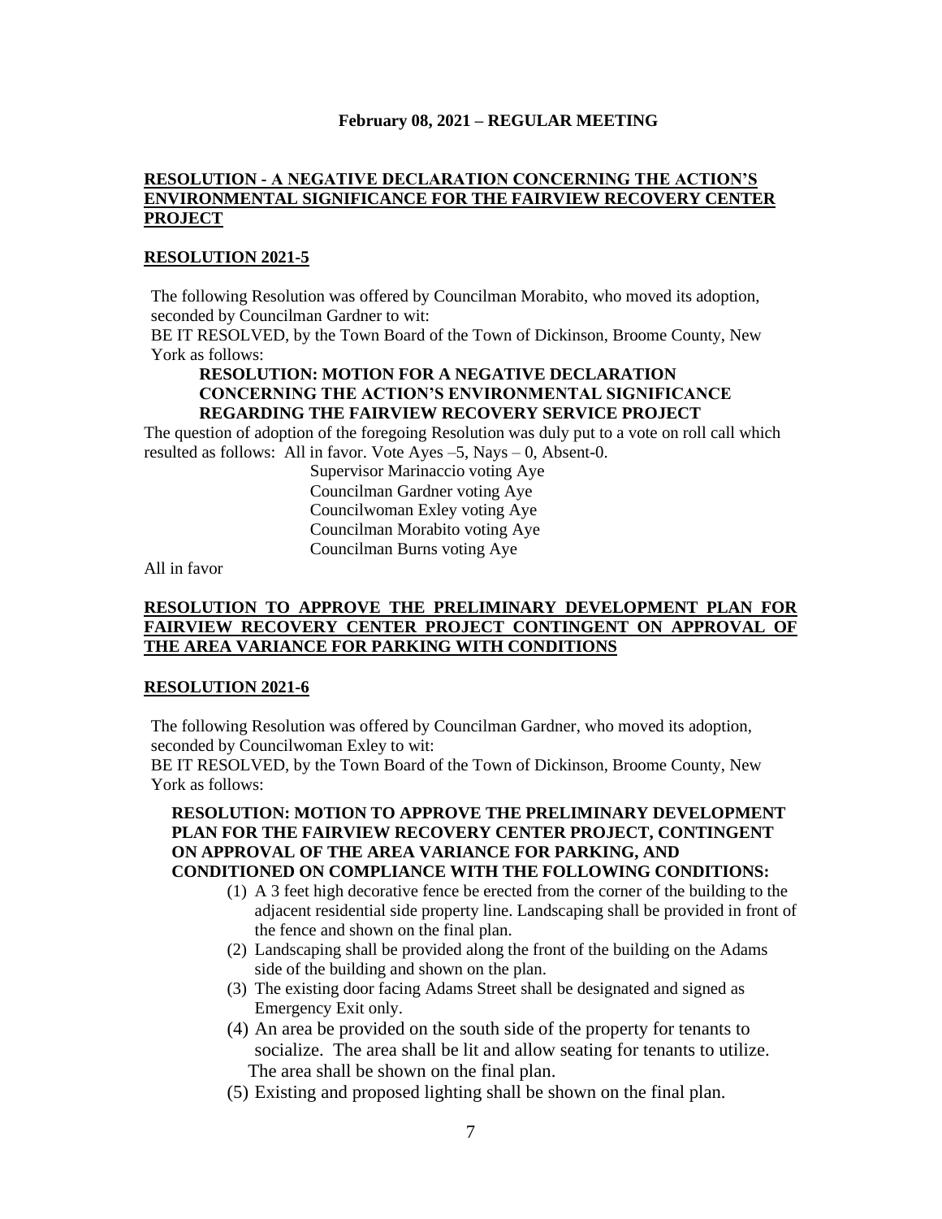**February 08, 2021 – REGULAR MEETING**

**RESOLUTION - A NEGATIVE DECLARATION CONCERNING THE ACTION'S ENVIRONMENTAL SIGNIFICANCE FOR THE FAIRVIEW RECOVERY CENTER PROJECT**

**RESOLUTION 2021-5**

The following Resolution was offered by Councilman Morabito, who moved its adoption, seconded by Councilman Gardner to wit:

BE IT RESOLVED, by the Town Board of the Town of Dickinson, Broome County, New York as follows:

**RESOLUTION: MOTION FOR A NEGATIVE DECLARATION CONCERNING THE ACTION'S ENVIRONMENTAL SIGNIFICANCE REGARDING THE FAIRVIEW RECOVERY SERVICE PROJECT**

The question of adoption of the foregoing Resolution was duly put to a vote on roll call which resulted as follows: All in favor. Vote Ayes –5, Nays – 0, Absent-0.

Supervisor Marinaccio voting Aye
Councilman Gardner voting Aye
Councilwoman Exley voting Aye
Councilman Morabito voting Aye
Councilman Burns voting Aye

All in favor

**RESOLUTION TO APPROVE THE PRELIMINARY DEVELOPMENT PLAN FOR FAIRVIEW RECOVERY CENTER PROJECT CONTINGENT ON APPROVAL OF THE AREA VARIANCE FOR PARKING WITH CONDITIONS**

**RESOLUTION 2021-6**

The following Resolution was offered by Councilman Gardner, who moved its adoption, seconded by Councilwoman Exley to wit:

BE IT RESOLVED, by the Town Board of the Town of Dickinson, Broome County, New York as follows:

**RESOLUTION: MOTION TO APPROVE THE PRELIMINARY DEVELOPMENT PLAN FOR THE FAIRVIEW RECOVERY CENTER PROJECT, CONTINGENT ON APPROVAL OF THE AREA VARIANCE FOR PARKING, AND CONDITIONED ON COMPLIANCE WITH THE FOLLOWING CONDITIONS:**

(1) A 3 feet high decorative fence be erected from the corner of the building to the adjacent residential side property line. Landscaping shall be provided in front of the fence and shown on the final plan.
(2) Landscaping shall be provided along the front of the building on the Adams side of the building and shown on the plan.
(3) The existing door facing Adams Street shall be designated and signed as Emergency Exit only.
(4) An area be provided on the south side of the property for tenants to socialize. The area shall be lit and allow seating for tenants to utilize. The area shall be shown on the final plan.
(5) Existing and proposed lighting shall be shown on the final plan.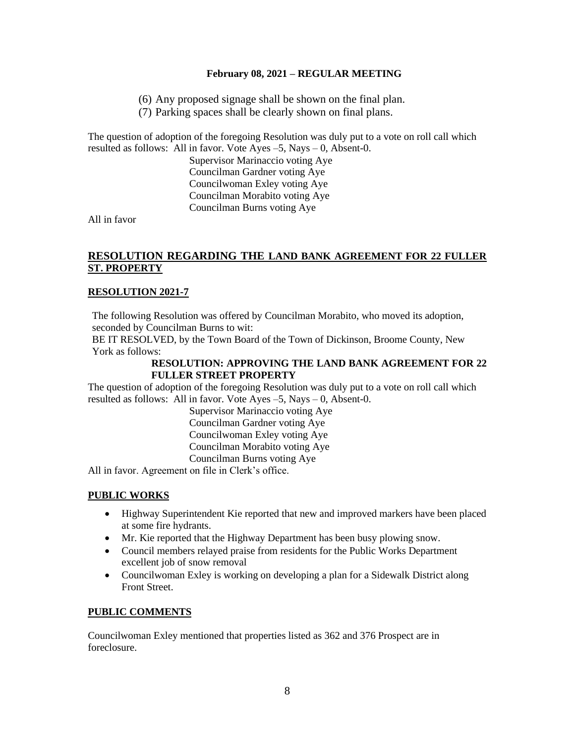**February 08, 2021 – REGULAR MEETING**

(6) Any proposed signage shall be shown on the final plan.
(7) Parking spaces shall be clearly shown on final plans.

The question of adoption of the foregoing Resolution was duly put to a vote on roll call which resulted as follows: All in favor. Vote Ayes –5, Nays – 0, Absent-0.

Supervisor Marinaccio voting Aye
Councilman Gardner voting Aye
Councilwoman Exley voting Aye
Councilman Morabito voting Aye
Councilman Burns voting Aye

All in favor

## RESOLUTION REGARDING THE LAND BANK AGREEMENT FOR 22 FULLER ST. PROPERTY

### RESOLUTION 2021-7

The following Resolution was offered by Councilman Morabito, who moved its adoption, seconded by Councilman Burns to wit:

BE IT RESOLVED, by the Town Board of the Town of Dickinson, Broome County, New York as follows:

**RESOLUTION: APPROVING THE LAND BANK AGREEMENT FOR 22 FULLER STREET PROPERTY**

The question of adoption of the foregoing Resolution was duly put to a vote on roll call which resulted as follows: All in favor. Vote Ayes –5, Nays – 0, Absent-0.

Supervisor Marinaccio voting Aye
Councilman Gardner voting Aye
Councilwoman Exley voting Aye
Councilman Morabito voting Aye
Councilman Burns voting Aye

All in favor. Agreement on file in Clerk's office.

### PUBLIC WORKS

- Highway Superintendent Kie reported that new and improved markers have been placed at some fire hydrants.
- Mr. Kie reported that the Highway Department has been busy plowing snow.
- Council members relayed praise from residents for the Public Works Department excellent job of snow removal
- Councilwoman Exley is working on developing a plan for a Sidewalk District along Front Street.

### PUBLIC COMMENTS

Councilwoman Exley mentioned that properties listed as 362 and 376 Prospect are in foreclosure.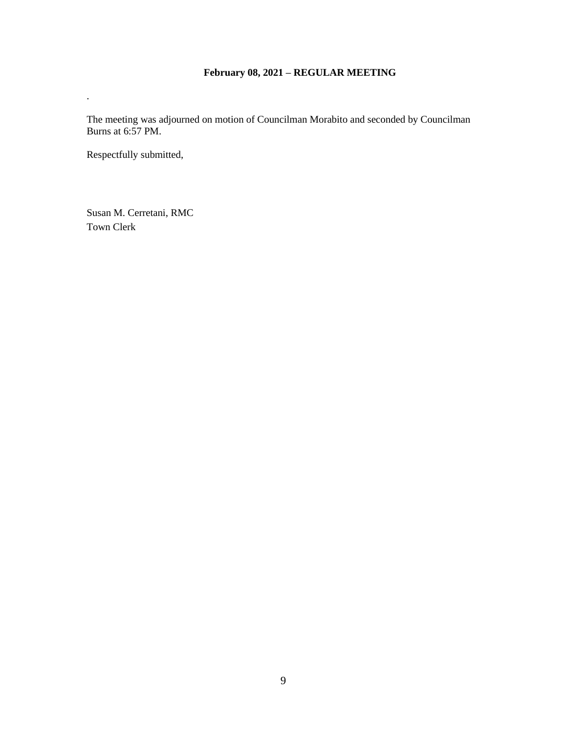**February 08, 2021 – REGULAR MEETING**

.

The meeting was adjourned on motion of Councilman Morabito and seconded by Councilman Burns at 6:57 PM.

Respectfully submitted,

Susan M. Cerretani, RMC
Town Clerk